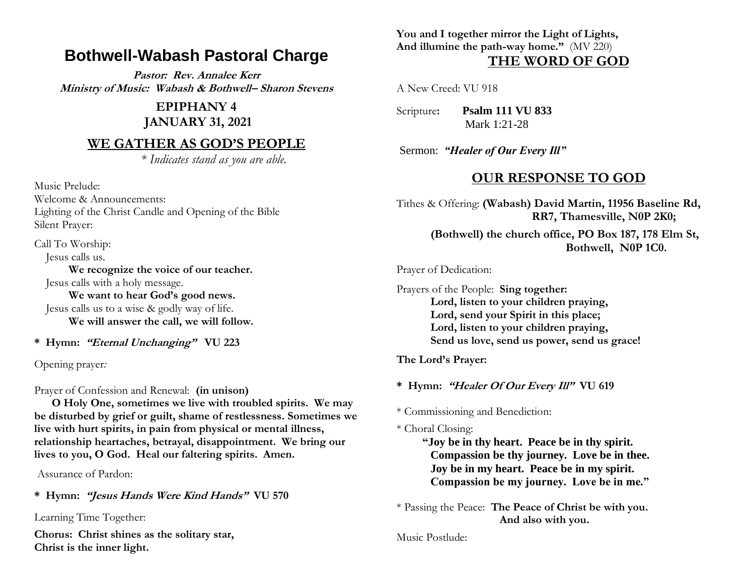# Bothwell-Wabash Pastoral Charge

***Pastor: Rev. Annalee Kerr***
***Ministry of Music: Wabash & Bothwell– Sharon Stevens***

**EPIPHANY 4**
**JANUARY 31, 2021**

## WE GATHER AS GOD'S PEOPLE

*\* Indicates stand as you are able.*

Music Prelude:
Welcome & Announcements:
Lighting of the Christ Candle and Opening of the Bible
Silent Prayer:

Call To Worship:
Jesus calls us.
**We recognize the voice of our teacher.**
Jesus calls with a holy message.
**We want to hear God's good news.**
Jesus calls us to a wise & godly way of life.
**We will answer the call, we will follow.**

**\* Hymn: *"Eternal Unchanging"* VU 223**

Opening prayer:

Prayer of Confession and Renewal: **(in unison)**
**O Holy One, sometimes we live with troubled spirits. We may be disturbed by grief or guilt, shame of restlessness. Sometimes we live with hurt spirits, in pain from physical or mental illness, relationship heartaches, betrayal, disappointment. We bring our lives to you, O God. Heal our faltering spirits. Amen.**

Assurance of Pardon:

**\* Hymn: *"Jesus Hands Were Kind Hands"* VU 570**

Learning Time Together:

**Chorus: Christ shines as the solitary star,**
**Christ is the inner light.**
**You and I together mirror the Light of Lights,**
**And illumine the path-way home."** (MV 220)

## THE WORD OF GOD

A New Creed: VU 918

Scripture: **Psalm 111 VU 833**
Mark 1:21-28

Sermon: ***"Healer of Our Every Ill"***

## OUR RESPONSE TO GOD

Tithes & Offering: **(Wabash) David Martin, 11956 Baseline Rd, RR7, Thamesville, N0P 2K0;**
**(Bothwell) the church office, PO Box 187, 178 Elm St, Bothwell, N0P 1C0.**

Prayer of Dedication:

Prayers of the People: **Sing together:**
**Lord, listen to your children praying,**
**Lord, send your Spirit in this place;**
**Lord, listen to your children praying,**
**Send us love, send us power, send us grace!**

**The Lord's Prayer:**

**\* Hymn: *"Healer Of Our Every Ill"* VU 619**

\* Commissioning and Benediction:

\* Choral Closing:
**"Joy be in thy heart. Peace be in thy spirit.**
**Compassion be thy journey. Love be in thee.**
**Joy be in my heart. Peace be in my spirit.**
**Compassion be my journey. Love be in me."**

\* Passing the Peace: **The Peace of Christ be with you.**
**And also with you.**

Music Postlude: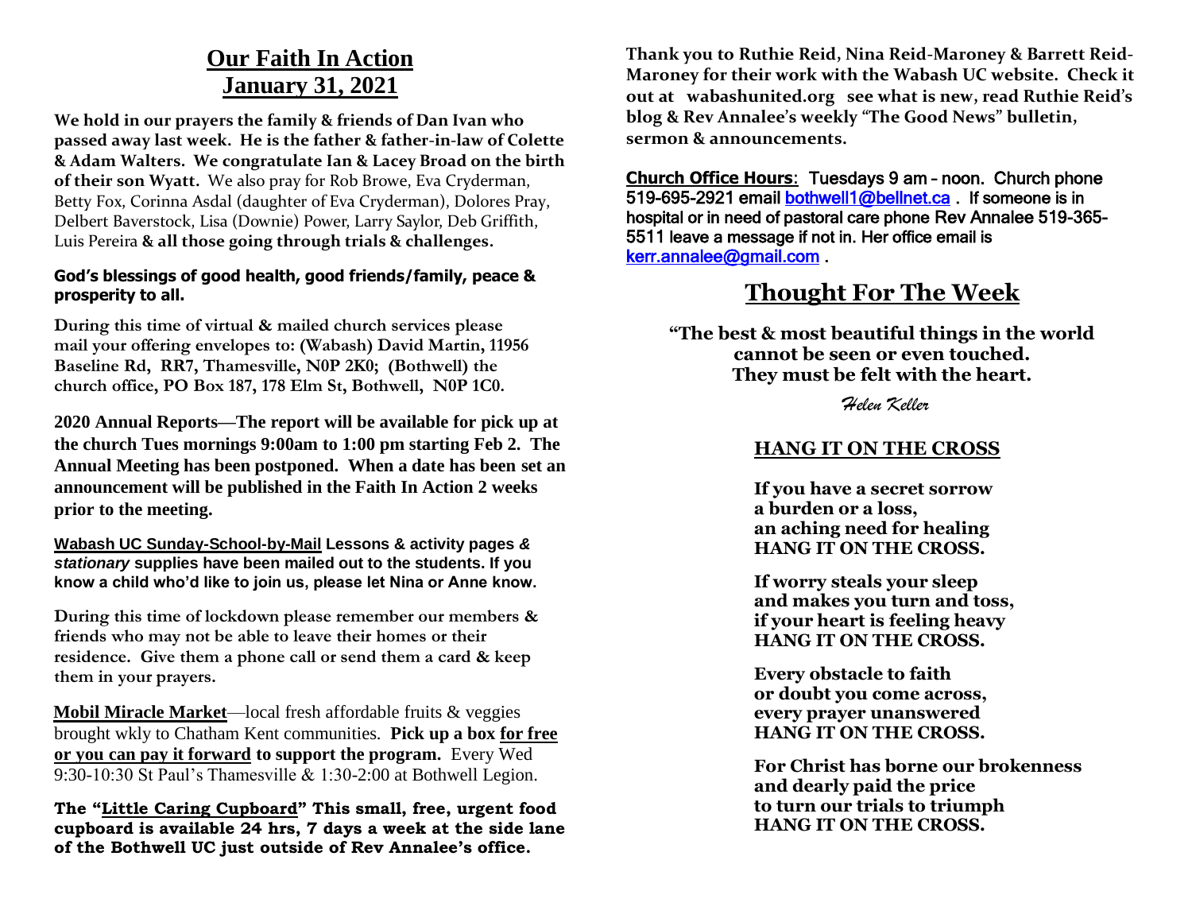# Our Faith In Action
# January 31, 2021

**We hold in our prayers the family & friends of Dan Ivan who passed away last week. He is the father & father-in-law of Colette & Adam Walters. We congratulate Ian & Lacey Broad on the birth of their son Wyatt.** We also pray for Rob Browe, Eva Cryderman, Betty Fox, Corinna Asdal (daughter of Eva Cryderman), Dolores Pray, Delbert Baverstock, Lisa (Downie) Power, Larry Saylor, Deb Griffith, Luis Pereira **& all those going through trials & challenges.**

**God's blessings of good health, good friends/family, peace & prosperity to all.**

**During this time of virtual & mailed church services please mail your offering envelopes to: (Wabash) David Martin, 11956 Baseline Rd, RR7, Thamesville, N0P 2K0; (Bothwell) the church office, PO Box 187, 178 Elm St, Bothwell, N0P 1C0.**

**2020 Annual Reports—The report will be available for pick up at the church Tues mornings 9:00am to 1:00 pm starting Feb 2. The Annual Meeting has been postponed. When a date has been set an announcement will be published in the Faith In Action 2 weeks prior to the meeting.**

**Wabash UC Sunday-School-by-Mail Lessons & activity pages *& stationary* supplies have been mailed out to the students. If you know a child who'd like to join us, please let Nina or Anne know.**

**During this time of lockdown please remember our members & friends who may not be able to leave their homes or their residence. Give them a phone call or send them a card & keep them in your prayers.**

**Mobil Miracle Market**—local fresh affordable fruits & veggies brought wkly to Chatham Kent communities. **Pick up a box for free or you can pay it forward to support the program.** Every Wed 9:30-10:30 St Paul's Thamesville & 1:30-2:00 at Bothwell Legion.

**The "Little Caring Cupboard" This small, free, urgent food cupboard is available 24 hrs, 7 days a week at the side lane of the Bothwell UC just outside of Rev Annalee's office.**

**Thank you to Ruthie Reid, Nina Reid-Maroney & Barrett Reid-Maroney for their work with the Wabash UC website. Check it out at wabashunited.org see what is new, read Ruthie Reid's blog & Rev Annalee's weekly "The Good News" bulletin, sermon & announcements.**

**Church Office Hours**: Tuesdays 9 am – noon. Church phone 519-695-2921 email bothwell1@bellnet.ca . If someone is in hospital or in need of pastoral care phone Rev Annalee 519-365-5511 leave a message if not in. Her office email is kerr.annalee@gmail.com .

## Thought For The Week

**"The best & most beautiful things in the world cannot be seen or even touched. They must be felt with the heart.**

*Helen Keller*

### HANG IT ON THE CROSS

**If you have a secret sorrow
a burden or a loss,
an aching need for healing
HANG IT ON THE CROSS.**

**If worry steals your sleep
and makes you turn and toss,
if your heart is feeling heavy
HANG IT ON THE CROSS.**

**Every obstacle to faith
or doubt you come across,
every prayer unanswered
HANG IT ON THE CROSS.**

**For Christ has borne our brokenness
and dearly paid the price
to turn our trials to triumph
HANG IT ON THE CROSS.**